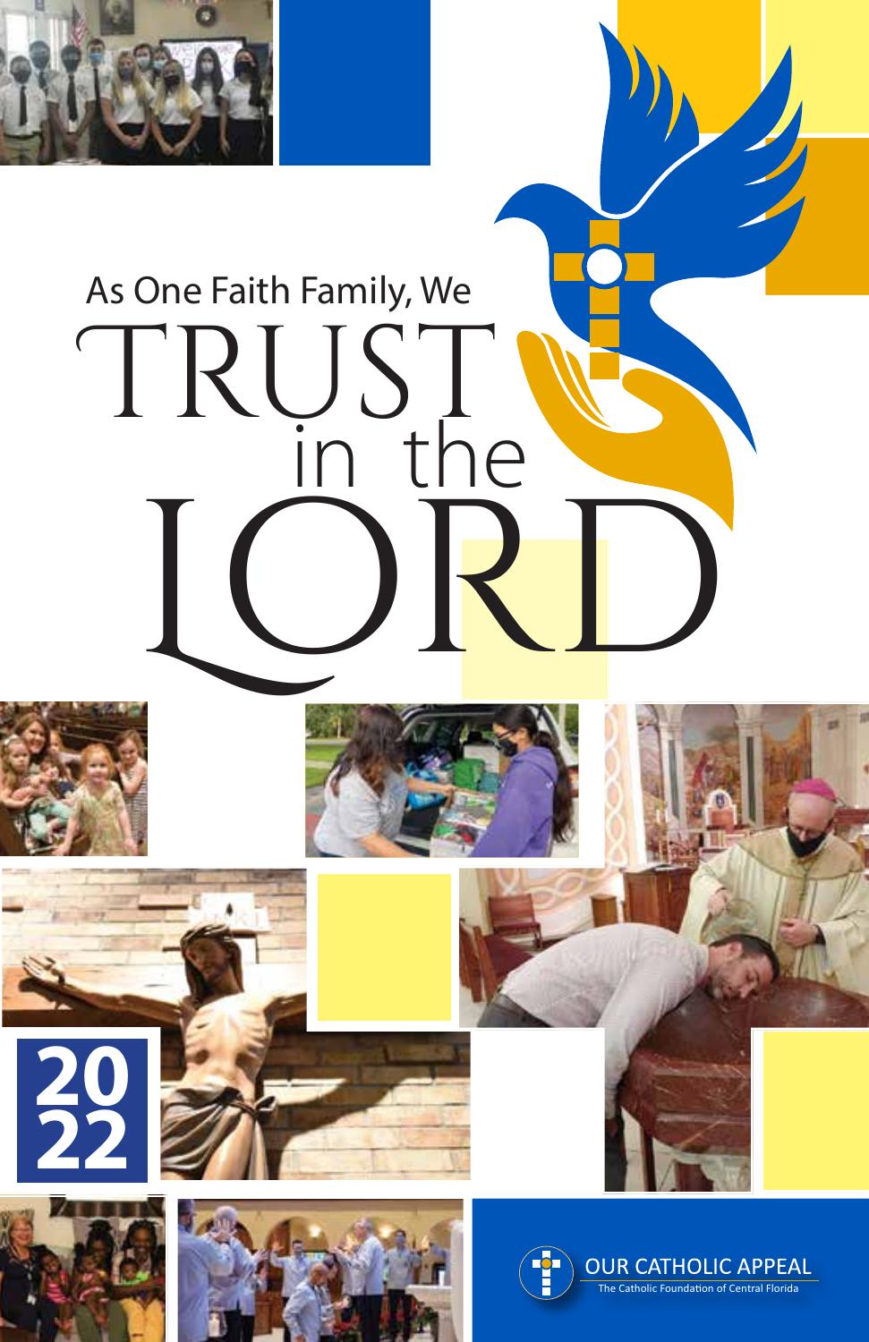# As One Faith Family, We TRUST in the LORD

2022

OUR CATHOLIC APPEAL

The Catholic Foundation of Central Florida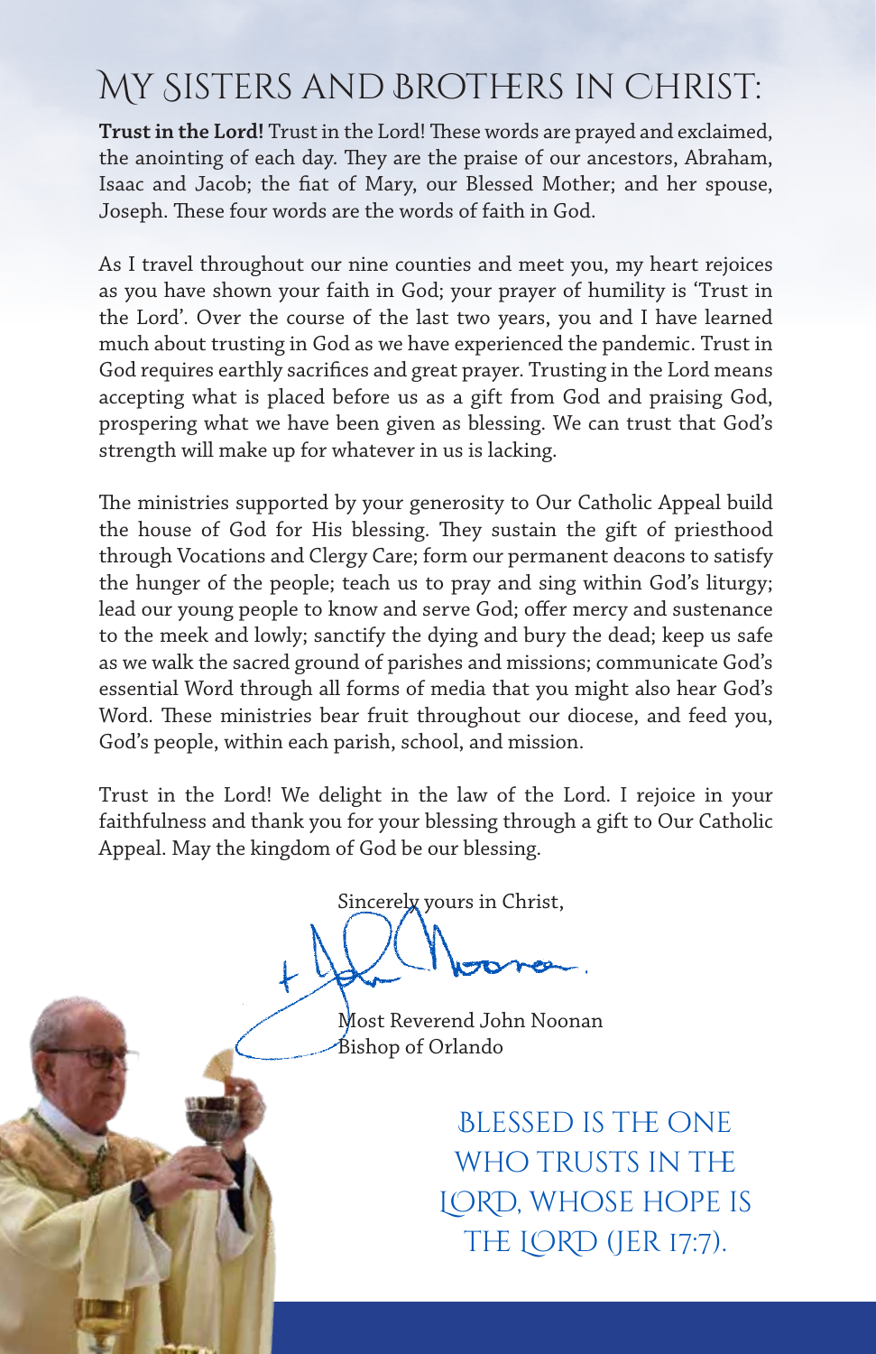# My Sisters and Brothers in Christ:

**Trust in the Lord!** Trust in the Lord! These words are prayed and exclaimed, the anointing of each day. They are the praise of our ancestors, Abraham, Isaac and Jacob; the fiat of Mary, our Blessed Mother; and her spouse, Joseph. These four words are the words of faith in God.

As I travel throughout our nine counties and meet you, my heart rejoices as you have shown your faith in God; your prayer of humility is 'Trust in the Lord'. Over the course of the last two years, you and I have learned much about trusting in God as we have experienced the pandemic. Trust in God requires earthly sacrifices and great prayer. Trusting in the Lord means accepting what is placed before us as a gift from God and praising God, prospering what we have been given as blessing. We can trust that God's strength will make up for whatever in us is lacking.

The ministries supported by your generosity to Our Catholic Appeal build the house of God for His blessing. They sustain the gift of priesthood through Vocations and Clergy Care; form our permanent deacons to satisfy the hunger of the people; teach us to pray and sing within God's liturgy; lead our young people to know and serve God; offer mercy and sustenance to the meek and lowly; sanctify the dying and bury the dead; keep us safe as we walk the sacred ground of parishes and missions; communicate God's essential Word through all forms of media that you might also hear God's Word. These ministries bear fruit throughout our diocese, and feed you, God's people, within each parish, school, and mission.

Trust in the Lord! We delight in the law of the Lord. I rejoice in your faithfulness and thank you for your blessing through a gift to Our Catholic Appeal. May the kingdom of God be our blessing.

Sincerely yours in Christ,

Most Reverend John Noonan
Bishop of Orlando

Blessed is the one who trusts in the Lord, whose hope is the Lord (Jer 17:7).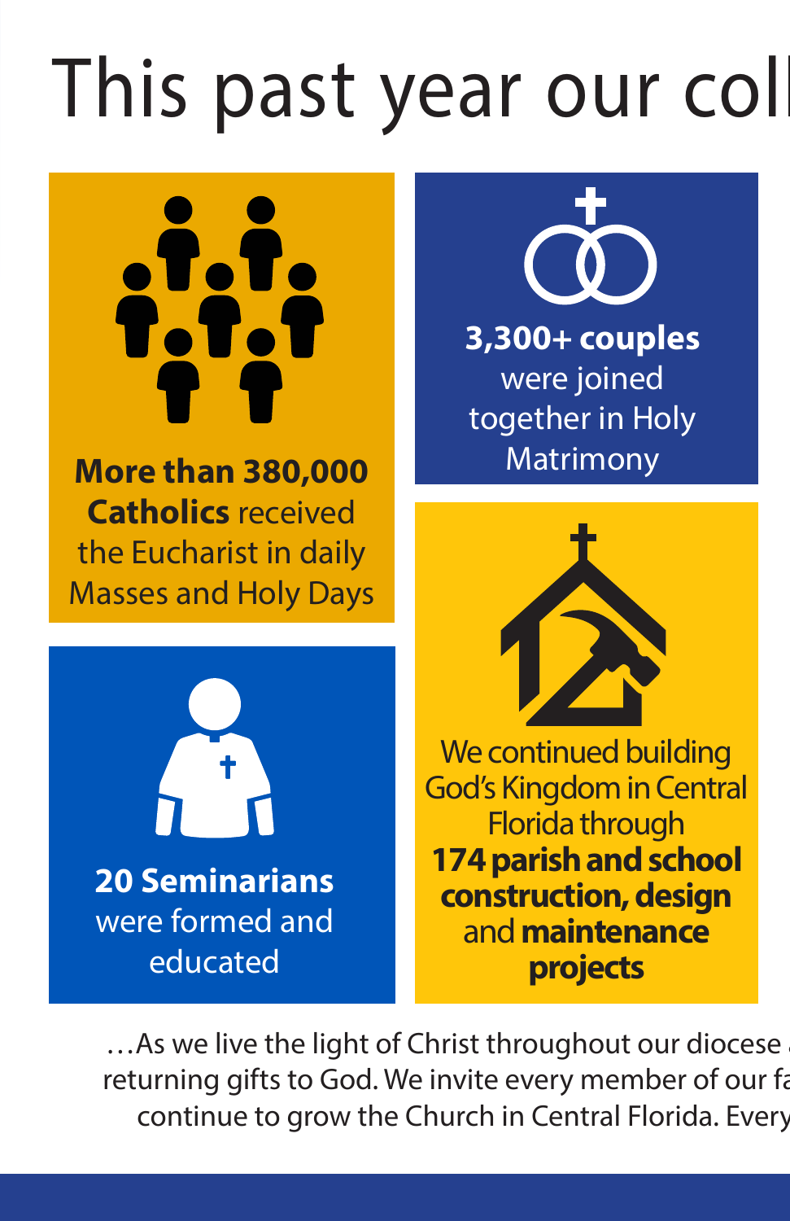# This past year our coll

**More than 380,000 Catholics** received the Eucharist in daily Masses and Holy Days

**3,300+ couples** were joined together in Holy Matrimony

**20 Seminarians** were formed and educated

We continued building God's Kingdom in Central Florida through **174 parish and school construction, design** and **maintenance projects**

…As we live the light of Christ throughout our diocese
returning gifts to God. We invite every member of our fa
continue to grow the Church in Central Florida. Every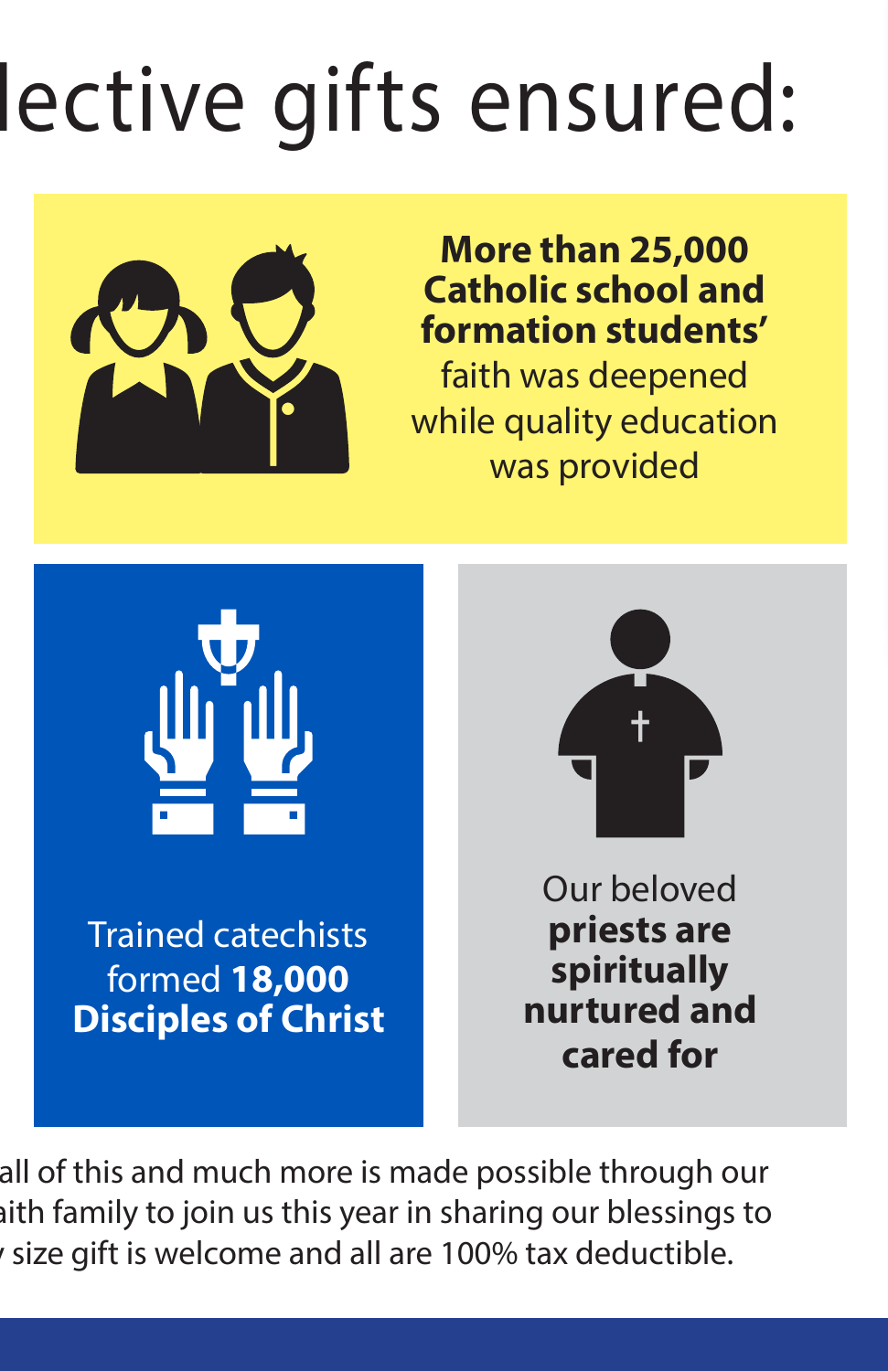# lective gifts ensured:

**More than 25,000 Catholic school and formation students'** faith was deepened while quality education was provided

Trained catechists formed **18,000 Disciples of Christ**

Our beloved **priests are spiritually nurtured and cared for**

all of this and much more is made possible through our aith family to join us this year in sharing our blessings to size gift is welcome and all are 100% tax deductible.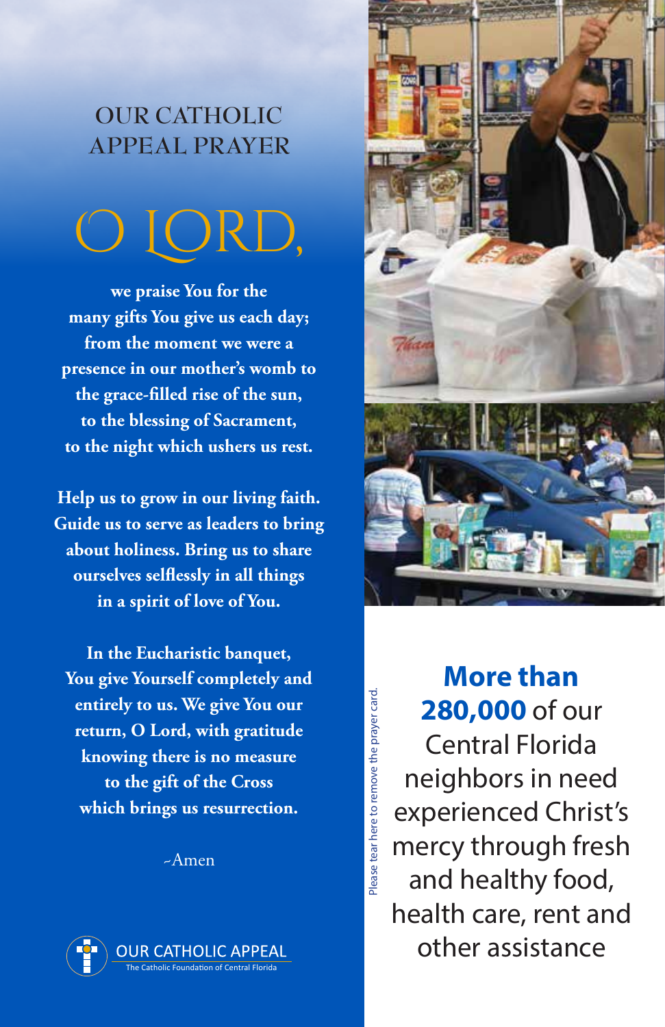## OUR CATHOLIC APPEAL PRAYER

# O LORD,

**we praise You for the many gifts You give us each day; from the moment we were a presence in our mother's womb to the grace-filled rise of the sun, to the blessing of Sacrament, to the night which ushers us rest.**

**Help us to grow in our living faith. Guide us to serve as leaders to bring about holiness. Bring us to share ourselves selflessly in all things in a spirit of love of You.**

**In the Eucharistic banquet, You give Yourself completely and entirely to us. We give You our return, O Lord, with gratitude knowing there is no measure to the gift of the Cross which brings us resurrection.**

~Amen

OUR CATHOLIC APPEAL
The Catholic Foundation of Central Florida

Please tear here to remove the prayer card.

**More than 280,000** of our Central Florida neighbors in need experienced Christ's mercy through fresh and healthy food, health care, rent and other assistance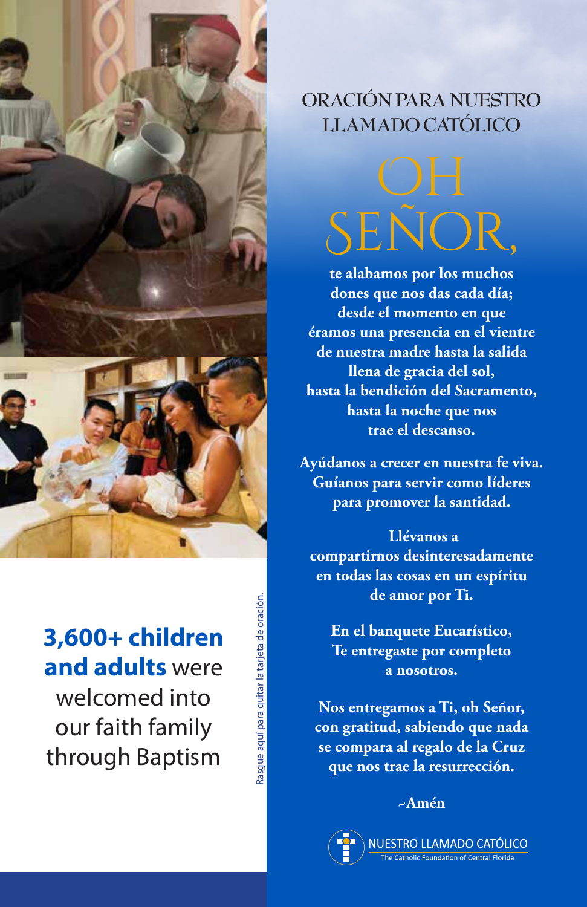**3,600+ children and adults** were welcomed into our faith family through Baptism

Rasgue aquí para quitar la tarjeta de oración.

## ORACIÓN PARA NUESTRO LLAMADO CATÓLICO

# OH SEÑOR,

**te alabamos por los muchos dones que nos das cada día; desde el momento en que éramos una presencia en el vientre de nuestra madre hasta la salida llena de gracia del sol, hasta la bendición del Sacramento, hasta la noche que nos trae el descanso.**

**Ayúdanos a crecer en nuestra fe viva. Guíanos para servir como líderes para promover la santidad.**

**Llévanos a compartirnos desinteresadamente en todas las cosas en un espíritu de amor por Ti.**

**En el banquete Eucarístico, Te entregaste por completo a nosotros.**

**Nos entregamos a Ti, oh Señor, con gratitud, sabiendo que nada se compara al regalo de la Cruz que nos trae la resurrección.**

**~Amén**

NUESTRO LLAMADO CATÓLICO
The Catholic Foundation of Central Florida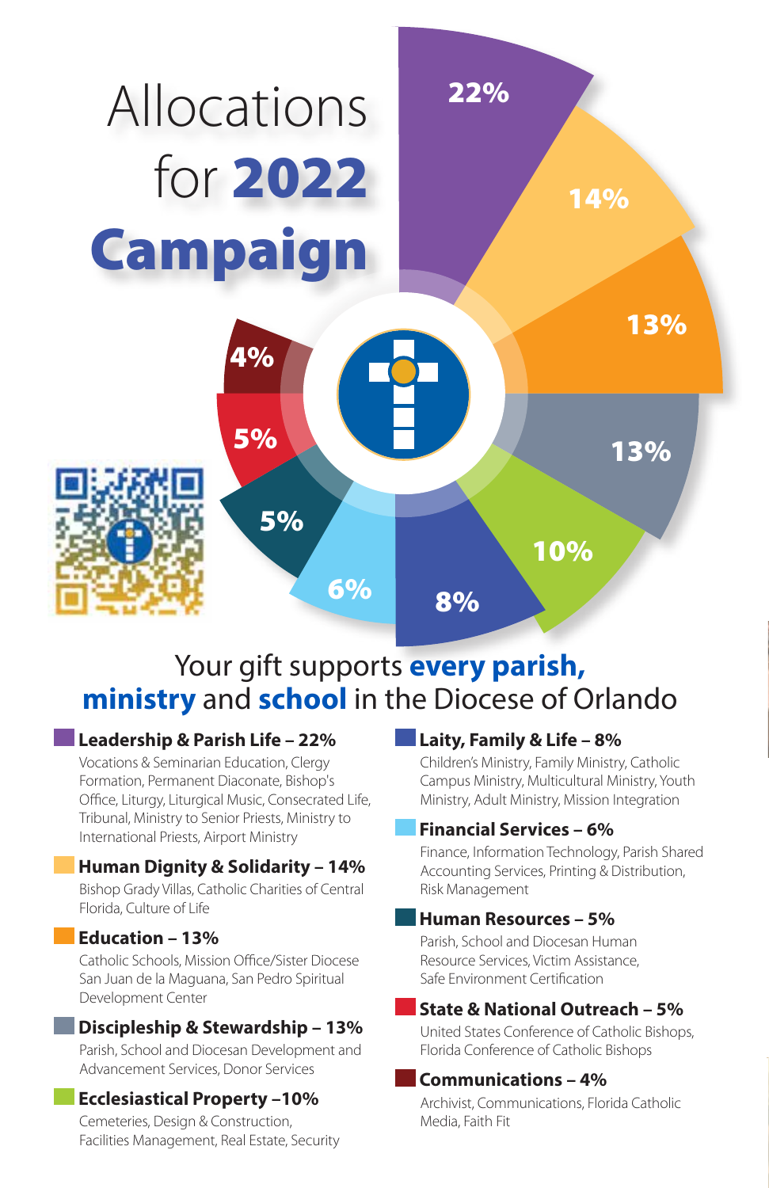# Allocations for **2022** Campaign

Your gift supports **every parish, ministry** and **school** in the Diocese of Orlando

**Leadership & Parish Life – 22%**
Vocations & Seminarian Education, Clergy Formation, Permanent Diaconate, Bishop's Office, Liturgy, Liturgical Music, Consecrated Life, Tribunal, Ministry to Senior Priests, Ministry to International Priests, Airport Ministry

**Human Dignity & Solidarity – 14%**
Bishop Grady Villas, Catholic Charities of Central Florida, Culture of Life

**Education – 13%**
Catholic Schools, Mission Office/Sister Diocese San Juan de la Maguana, San Pedro Spiritual Development Center

**Discipleship & Stewardship – 13%**
Parish, School and Diocesan Development and Advancement Services, Donor Services

**Ecclesiastical Property –10%**
Cemeteries, Design & Construction, Facilities Management, Real Estate, Security

**Laity, Family & Life – 8%**
Children's Ministry, Family Ministry, Catholic Campus Ministry, Multicultural Ministry, Youth Ministry, Adult Ministry, Mission Integration

**Financial Services – 6%**
Finance, Information Technology, Parish Shared Accounting Services, Printing & Distribution, Risk Management

**Human Resources – 5%**
Parish, School and Diocesan Human Resource Services, Victim Assistance, Safe Environment Certification

**State & National Outreach – 5%**
United States Conference of Catholic Bishops, Florida Conference of Catholic Bishops

**Communications – 4%**
Archivist, Communications, Florida Catholic Media, Faith Fit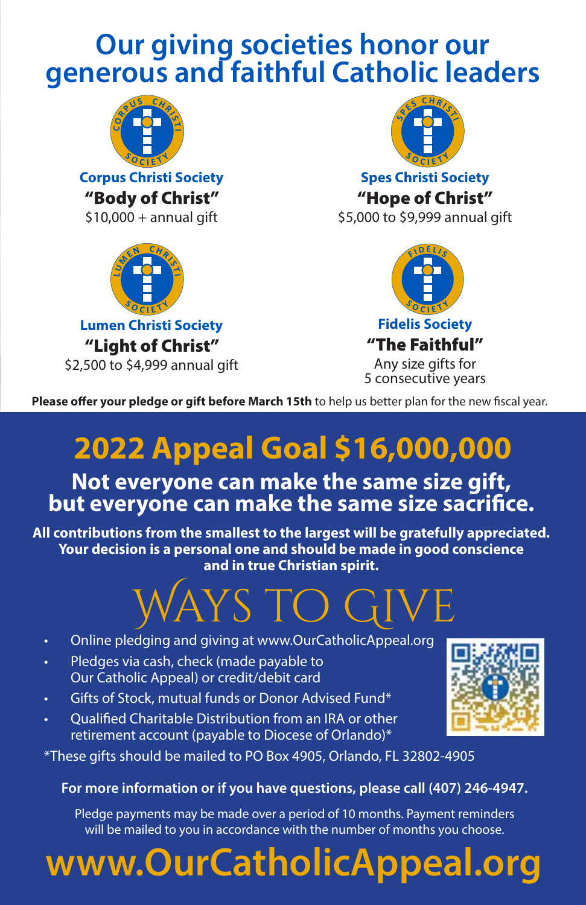# Our giving societies honor our generous and faithful Catholic leaders

**Corpus Christi Society**
**"Body of Christ"**
$10,000 + annual gift

**Spes Christi Society**
**"Hope of Christ"**
$5,000 to $9,999 annual gift

**Lumen Christi Society**
**"Light of Christ"**
$2,500 to $4,999 annual gift

**Fidelis Society**
**"The Faithful"**
Any size gifts for 5 consecutive years

**Please offer your pledge or gift before March 15th** to help us better plan for the new fiscal year.

# 2022 Appeal Goal $16,000,000

## Not everyone can make the same size gift, but everyone can make the same size sacrifice.

**All contributions from the smallest to the largest will be gratefully appreciated. Your decision is a personal one and should be made in good conscience and in true Christian spirit.**

# Ways to Give

- Online pledging and giving at www.OurCatholicAppeal.org
- Pledges via cash, check (made payable to Our Catholic Appeal) or credit/debit card
- Gifts of Stock, mutual funds or Donor Advised Fund*
- Qualified Charitable Distribution from an IRA or other retirement account (payable to Diocese of Orlando)*

*These gifts should be mailed to PO Box 4905, Orlando, FL 32802-4905

**For more information or if you have questions, please call (407) 246-4947.**

Pledge payments may be made over a period of 10 months. Payment reminders will be mailed to you in accordance with the number of months you choose.

# www.OurCatholicAppeal.org